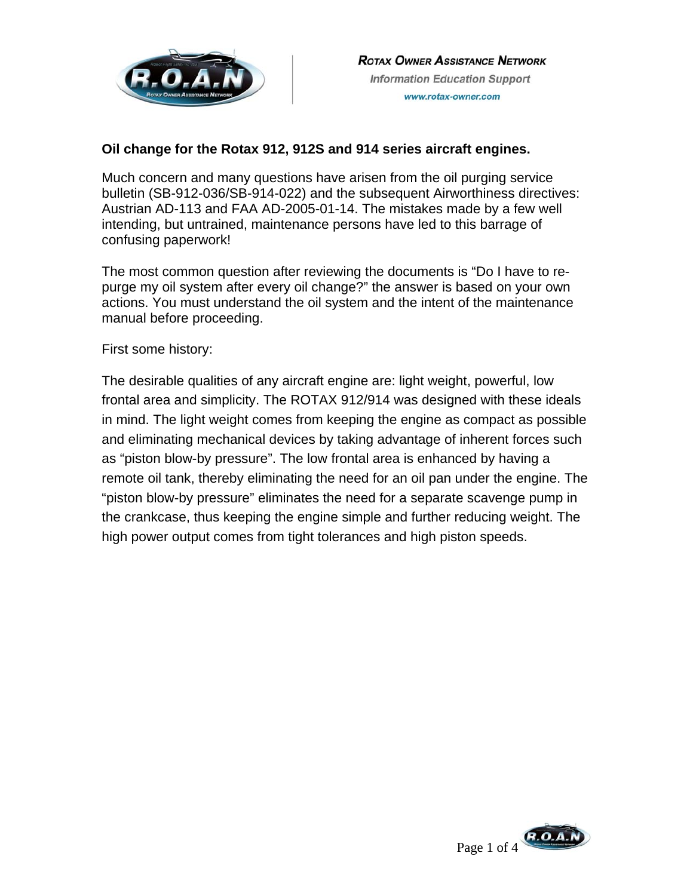**ROTAX OWNER ASSISTANCE NETWORK**
Information Education Support
www.rotax-owner.com

**Oil change for the Rotax 912, 912S and 914 series aircraft engines.**

Much concern and many questions have arisen from the oil purging service bulletin (SB-912-036/SB-914-022) and the subsequent Airworthiness directives: Austrian AD-113 and FAA AD-2005-01-14. The mistakes made by a few well intending, but untrained, maintenance persons have led to this barrage of confusing paperwork!

The most common question after reviewing the documents is "Do I have to re-purge my oil system after every oil change?" the answer is based on your own actions. You must understand the oil system and the intent of the maintenance manual before proceeding.

First some history:

The desirable qualities of any aircraft engine are: light weight, powerful, low frontal area and simplicity. The ROTAX 912/914 was designed with these ideals in mind. The light weight comes from keeping the engine as compact as possible and eliminating mechanical devices by taking advantage of inherent forces such as "piston blow-by pressure". The low frontal area is enhanced by having a remote oil tank, thereby eliminating the need for an oil pan under the engine. The "piston blow-by pressure" eliminates the need for a separate scavenge pump in the crankcase, thus keeping the engine simple and further reducing weight. The high power output comes from tight tolerances and high piston speeds.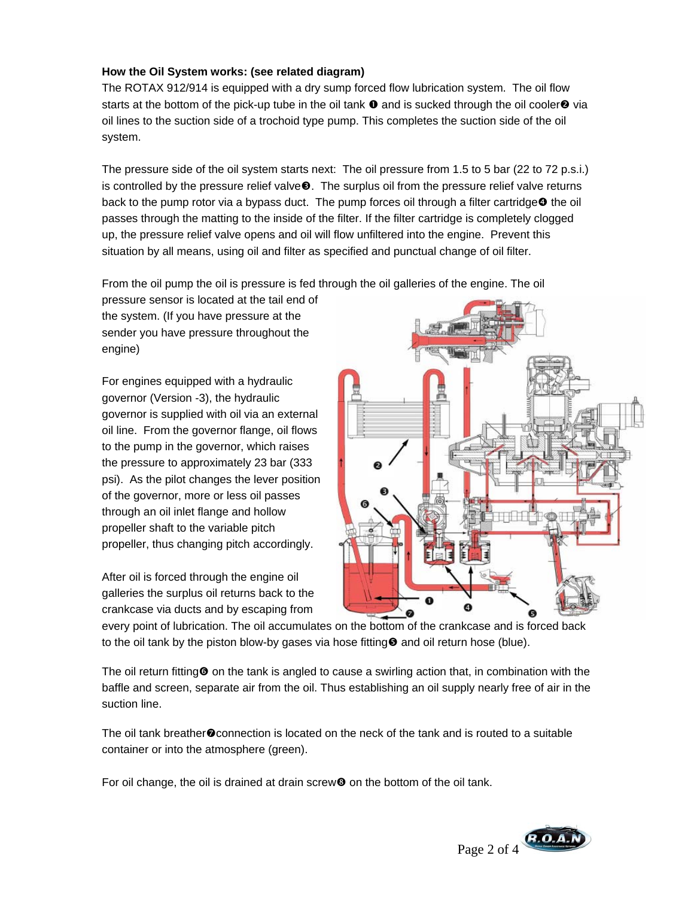**How the Oil System works: (see related diagram)**

The ROTAX 912/914 is equipped with a dry sump forced flow lubrication system. The oil flow starts at the bottom of the pick-up tube in the oil tank ❶ and is sucked through the oil cooler❷ via oil lines to the suction side of a trochoid type pump. This completes the suction side of the oil system.

The pressure side of the oil system starts next: The oil pressure from 1.5 to 5 bar (22 to 72 p.s.i.) is controlled by the pressure relief valve❸. The surplus oil from the pressure relief valve returns back to the pump rotor via a bypass duct. The pump forces oil through a filter cartridge❹ the oil passes through the matting to the inside of the filter. If the filter cartridge is completely clogged up, the pressure relief valve opens and oil will flow unfiltered into the engine. Prevent this situation by all means, using oil and filter as specified and punctual change of oil filter.

From the oil pump the oil is pressure is fed through the oil galleries of the engine. The oil pressure sensor is located at the tail end of the system. (If you have pressure at the sender you have pressure throughout the engine)

For engines equipped with a hydraulic governor (Version -3), the hydraulic governor is supplied with oil via an external oil line. From the governor flange, oil flows to the pump in the governor, which raises the pressure to approximately 23 bar (333 psi). As the pilot changes the lever position of the governor, more or less oil passes through an oil inlet flange and hollow propeller shaft to the variable pitch propeller, thus changing pitch accordingly.

After oil is forced through the engine oil galleries the surplus oil returns back to the crankcase via ducts and by escaping from every point of lubrication. The oil accumulates on the bottom of the crankcase and is forced back to the oil tank by the piston blow-by gases via hose fitting❺ and oil return hose (blue).

The oil return fitting❻ on the tank is angled to cause a swirling action that, in combination with the baffle and screen, separate air from the oil. Thus establishing an oil supply nearly free of air in the suction line.

The oil tank breather❼connection is located on the neck of the tank and is routed to a suitable container or into the atmosphere (green).

For oil change, the oil is drained at drain screw❽ on the bottom of the oil tank.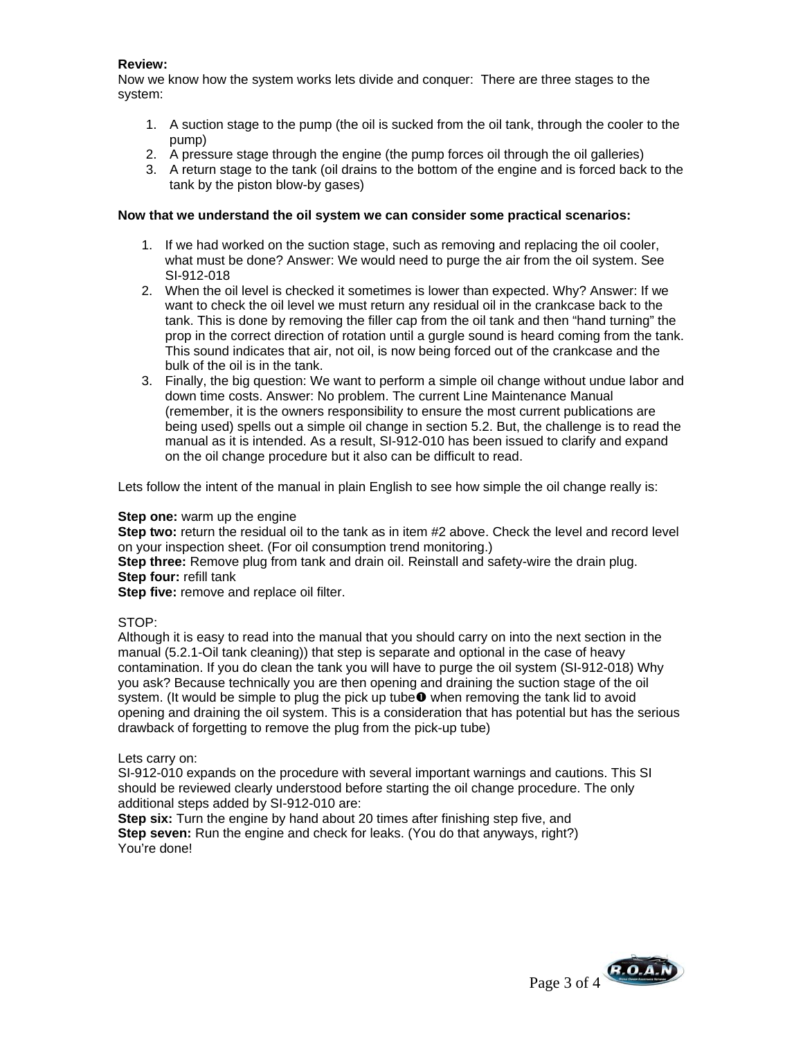**Review:**
Now we know how the system works lets divide and conquer: There are three stages to the system:

1. A suction stage to the pump (the oil is sucked from the oil tank, through the cooler to the pump)
2. A pressure stage through the engine (the pump forces oil through the oil galleries)
3. A return stage to the tank (oil drains to the bottom of the engine and is forced back to the tank by the piston blow-by gases)

**Now that we understand the oil system we can consider some practical scenarios:**

1. If we had worked on the suction stage, such as removing and replacing the oil cooler, what must be done? Answer: We would need to purge the air from the oil system. See SI-912-018
2. When the oil level is checked it sometimes is lower than expected. Why? Answer: If we want to check the oil level we must return any residual oil in the crankcase back to the tank. This is done by removing the filler cap from the oil tank and then “hand turning” the prop in the correct direction of rotation until a gurgle sound is heard coming from the tank. This sound indicates that air, not oil, is now being forced out of the crankcase and the bulk of the oil is in the tank.
3. Finally, the big question: We want to perform a simple oil change without undue labor and down time costs. Answer: No problem. The current Line Maintenance Manual (remember, it is the owners responsibility to ensure the most current publications are being used) spells out a simple oil change in section 5.2. But, the challenge is to read the manual as it is intended. As a result, SI-912-010 has been issued to clarify and expand on the oil change procedure but it also can be difficult to read.

Lets follow the intent of the manual in plain English to see how simple the oil change really is:

**Step one:** warm up the engine
**Step two:** return the residual oil to the tank as in item #2 above. Check the level and record level on your inspection sheet. (For oil consumption trend monitoring.)
**Step three:** Remove plug from tank and drain oil. Reinstall and safety-wire the drain plug.
**Step four:** refill tank
**Step five:** remove and replace oil filter.

STOP:
Although it is easy to read into the manual that you should carry on into the next section in the manual (5.2.1-Oil tank cleaning)) that step is separate and optional in the case of heavy contamination. If you do clean the tank you will have to purge the oil system (SI-912-018) Why you ask? Because technically you are then opening and draining the suction stage of the oil system. (It would be simple to plug the pick up tube❶ when removing the tank lid to avoid opening and draining the oil system. This is a consideration that has potential but has the serious drawback of forgetting to remove the plug from the pick-up tube)

Lets carry on:
SI-912-010 expands on the procedure with several important warnings and cautions. This SI should be reviewed clearly understood before starting the oil change procedure. The only additional steps added by SI-912-010 are:
**Step six:** Turn the engine by hand about 20 times after finishing step five, and
**Step seven:** Run the engine and check for leaks. (You do that anyways, right?)
You’re done!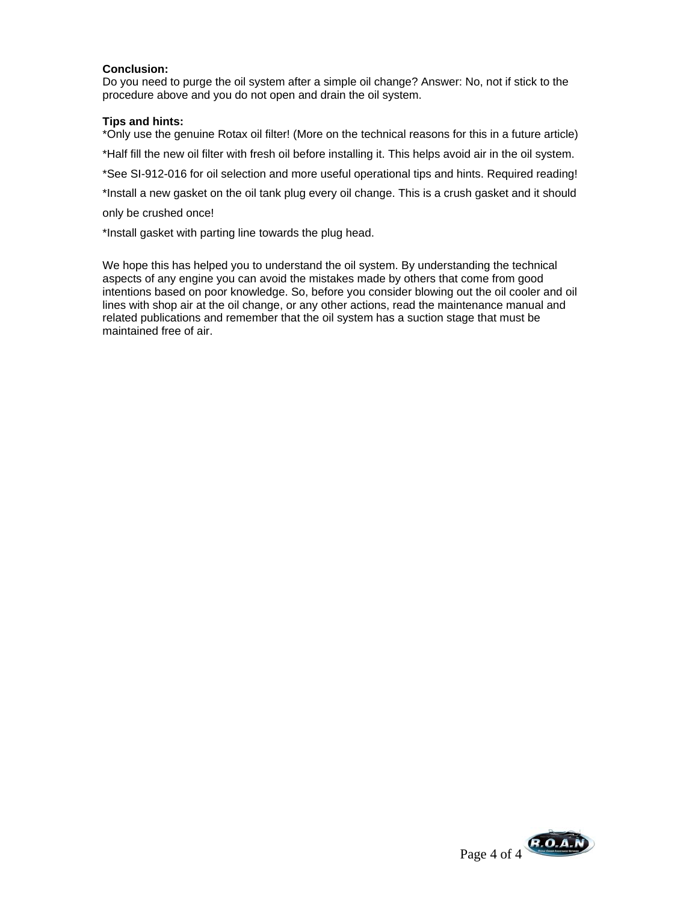**Conclusion:**
Do you need to purge the oil system after a simple oil change? Answer: No, not if stick to the procedure above and you do not open and drain the oil system.

**Tips and hints:**
*Only use the genuine Rotax oil filter! (More on the technical reasons for this in a future article)

*Half fill the new oil filter with fresh oil before installing it. This helps avoid air in the oil system.

*See SI-912-016 for oil selection and more useful operational tips and hints. Required reading!

*Install a new gasket on the oil tank plug every oil change. This is a crush gasket and it should only be crushed once!

*Install gasket with parting line towards the plug head.

We hope this has helped you to understand the oil system. By understanding the technical aspects of any engine you can avoid the mistakes made by others that come from good intentions based on poor knowledge. So, before you consider blowing out the oil cooler and oil lines with shop air at the oil change, or any other actions, read the maintenance manual and related publications and remember that the oil system has a suction stage that must be maintained free of air.